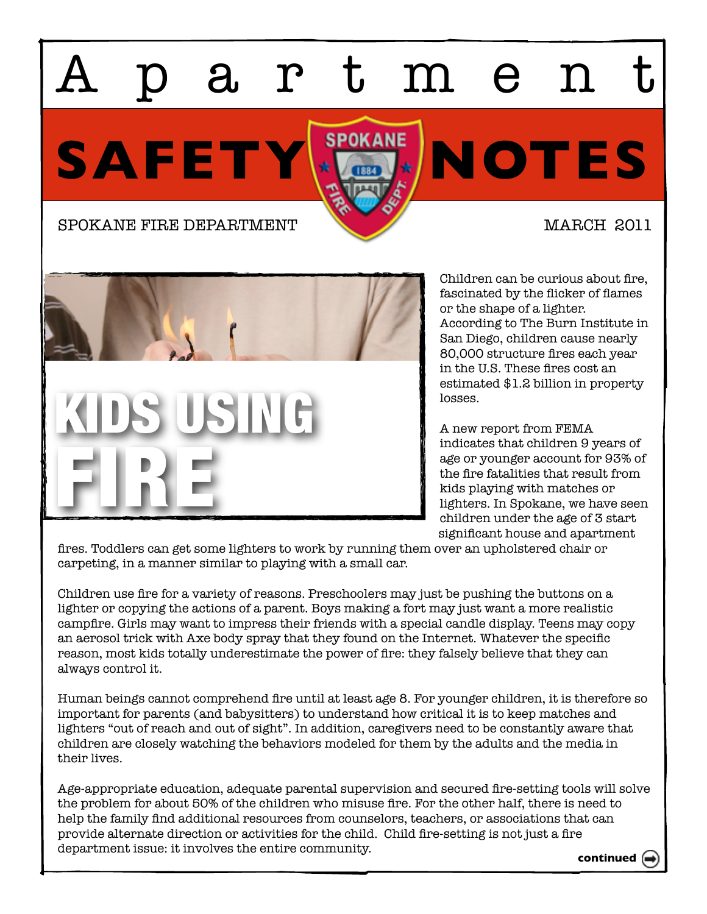# Apartment SAFETY NOTES

SPOKANE FIRE DEPARTMENT

MARCH 2011

## KIDS USING FIRE

Children can be curious about fire, fascinated by the flicker of flames or the shape of a lighter. According to The Burn Institute in San Diego, children cause nearly 80,000 structure fires each year in the U.S. These fires cost an estimated $1.2 billion in property losses.

A new report from FEMA indicates that children 9 years of age or younger account for 93% of the fire fatalities that result from kids playing with matches or lighters. In Spokane, we have seen children under the age of 3 start significant house and apartment fires. Toddlers can get some lighters to work by running them over an upholstered chair or carpeting, in a manner similar to playing with a small car.

Children use fire for a variety of reasons. Preschoolers may just be pushing the buttons on a lighter or copying the actions of a parent. Boys making a fort may just want a more realistic campfire. Girls may want to impress their friends with a special candle display. Teens may copy an aerosol trick with Axe body spray that they found on the Internet. Whatever the specific reason, most kids totally underestimate the power of fire: they falsely believe that they can always control it.

Human beings cannot comprehend fire until at least age 8. For younger children, it is therefore so important for parents (and babysitters) to understand how critical it is to keep matches and lighters "out of reach and out of sight". In addition, caregivers need to be constantly aware that children are closely watching the behaviors modeled for them by the adults and the media in their lives.

Age-appropriate education, adequate parental supervision and secured fire-setting tools will solve the problem for about 50% of the children who misuse fire. For the other half, there is need to help the family find additional resources from counselors, teachers, or associations that can provide alternate direction or activities for the child. Child fire-setting is not just a fire department issue: it involves the entire community.

**continued**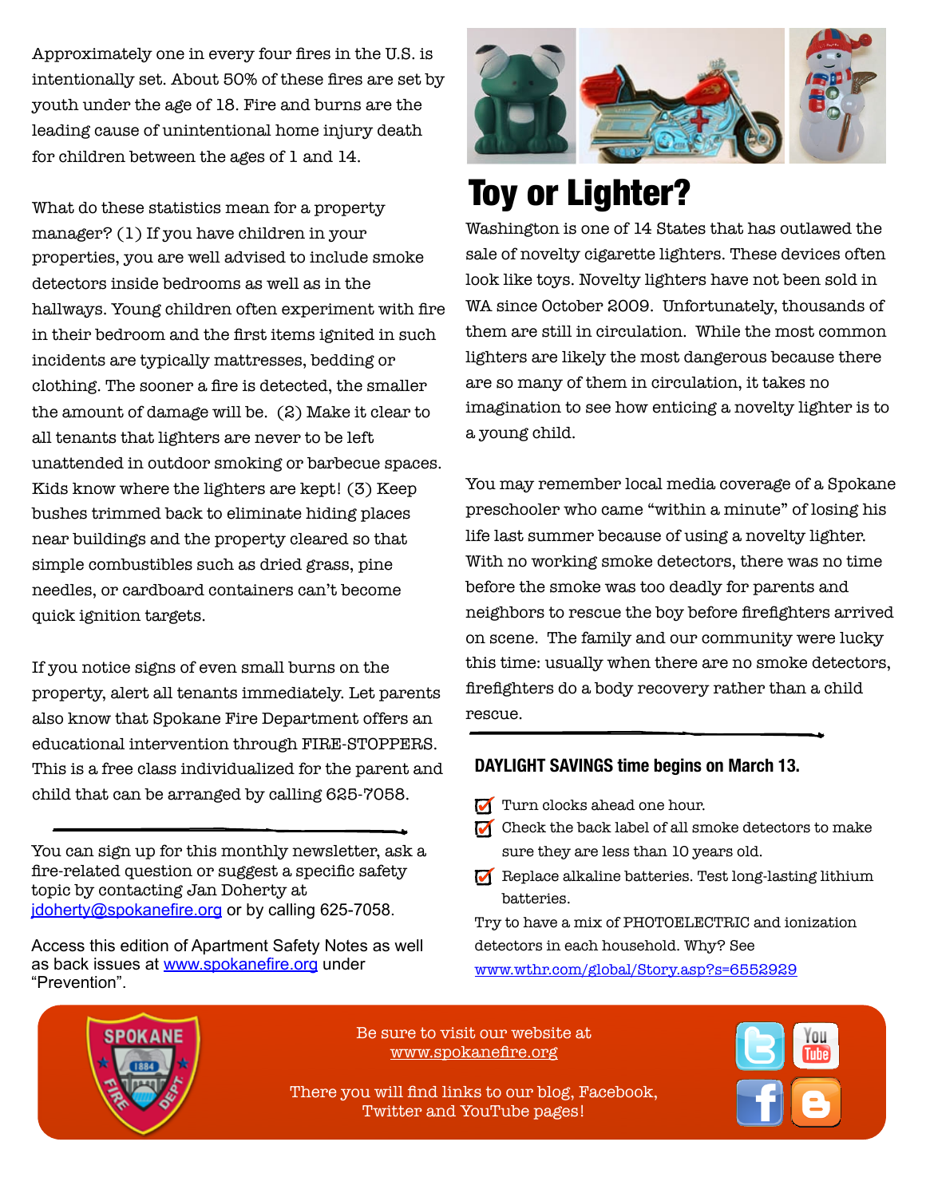Approximately one in every four fires in the U.S. is intentionally set. About 50% of these fires are set by youth under the age of 18. Fire and burns are the leading cause of unintentional home injury death for children between the ages of 1 and 14.

What do these statistics mean for a property manager? (1) If you have children in your properties, you are well advised to include smoke detectors inside bedrooms as well as in the hallways. Young children often experiment with fire in their bedroom and the first items ignited in such incidents are typically mattresses, bedding or clothing. The sooner a fire is detected, the smaller the amount of damage will be. (2) Make it clear to all tenants that lighters are never to be left unattended in outdoor smoking or barbecue spaces. Kids know where the lighters are kept! (3) Keep bushes trimmed back to eliminate hiding places near buildings and the property cleared so that simple combustibles such as dried grass, pine needles, or cardboard containers can't become quick ignition targets.

If you notice signs of even small burns on the property, alert all tenants immediately. Let parents also know that Spokane Fire Department offers an educational intervention through FIRE-STOPPERS. This is a free class individualized for the parent and child that can be arranged by calling 625-7058.

---

You can sign up for this monthly newsletter, ask a fire-related question or suggest a specific safety topic by contacting Jan Doherty at jdoherty@spokanefire.org or by calling 625-7058.

Access this edition of Apartment Safety Notes as well as back issues at www.spokanefire.org under "Prevention".

# Toy or Lighter?

Washington is one of 14 States that has outlawed the sale of novelty cigarette lighters. These devices often look like toys. Novelty lighters have not been sold in WA since October 2009. Unfortunately, thousands of them are still in circulation. While the most common lighters are likely the most dangerous because there are so many of them in circulation, it takes no imagination to see how enticing a novelty lighter is to a young child.

You may remember local media coverage of a Spokane preschooler who came "within a minute" of losing his life last summer because of using a novelty lighter. With no working smoke detectors, there was no time before the smoke was too deadly for parents and neighbors to rescue the boy before firefighters arrived on scene. The family and our community were lucky this time: usually when there are no smoke detectors, firefighters do a body recovery rather than a child rescue.

---

**DAYLIGHT SAVINGS time begins on March 13.**

- ☑ Turn clocks ahead one hour.
- ☑ Check the back label of all smoke detectors to make sure they are less than 10 years old.
- ☑ Replace alkaline batteries. Test long-lasting lithium batteries.

Try to have a mix of PHOTOELECTRIC and ionization detectors in each household. Why? See www.wthr.com/global/Story.asp?s=6552929

Be sure to visit our website at www.spokanefire.org

There you will find links to our blog, Facebook, Twitter and YouTube pages!